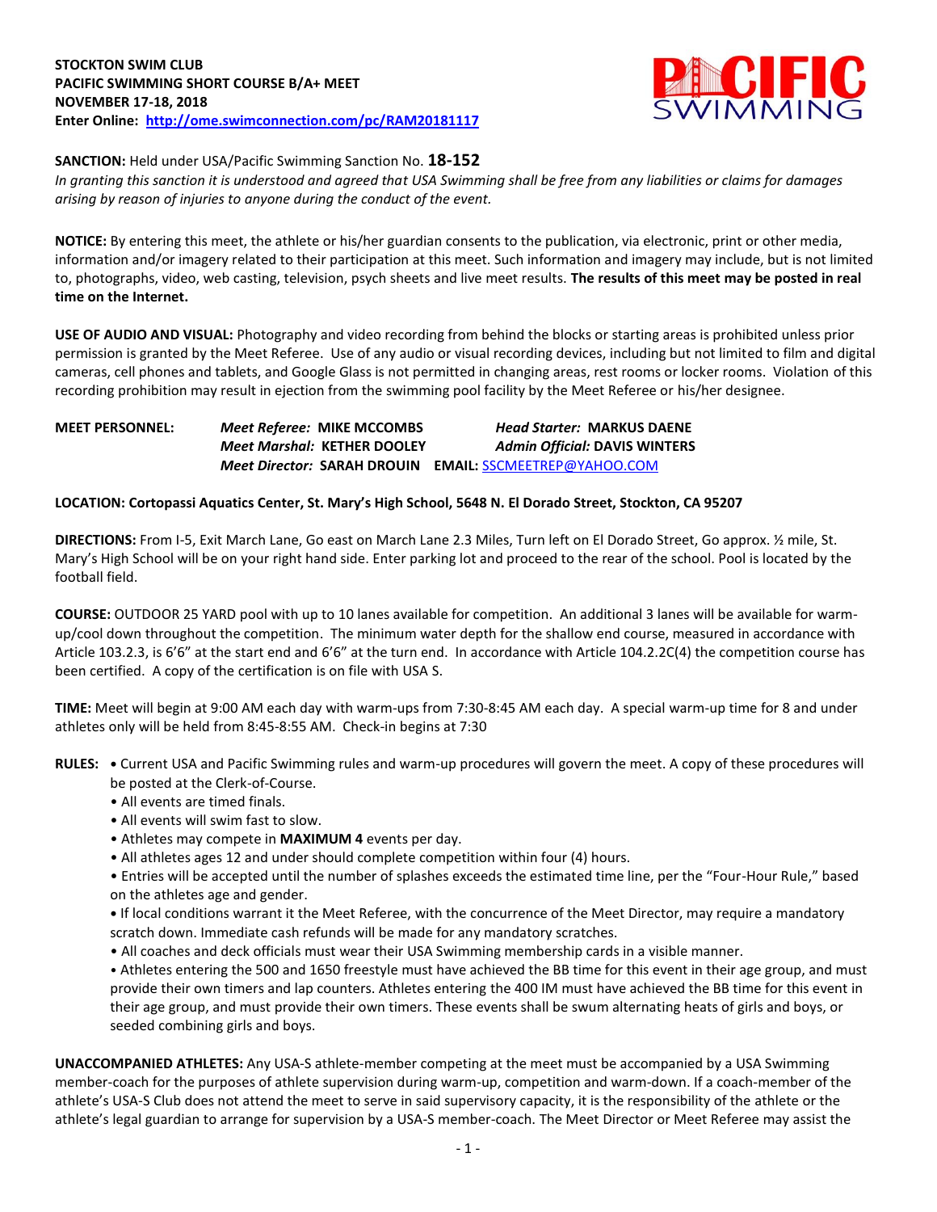**STOCKTON SWIM CLUB**
**PACIFIC SWIMMING SHORT COURSE B/A+ MEET**
**NOVEMBER 17-18, 2018**
**Enter Online: http://ome.swimconnection.com/pc/RAM20181117**

**SANCTION:** Held under USA/Pacific Swimming Sanction No. **18-152**
*In granting this sanction it is understood and agreed that USA Swimming shall be free from any liabilities or claims for damages arising by reason of injuries to anyone during the conduct of the event.*

**NOTICE:** By entering this meet, the athlete or his/her guardian consents to the publication, via electronic, print or other media, information and/or imagery related to their participation at this meet. Such information and imagery may include, but is not limited to, photographs, video, web casting, television, psych sheets and live meet results. **The results of this meet may be posted in real time on the Internet.**

**USE OF AUDIO AND VISUAL:** Photography and video recording from behind the blocks or starting areas is prohibited unless prior permission is granted by the Meet Referee. Use of any audio or visual recording devices, including but not limited to film and digital cameras, cell phones and tablets, and Google Glass is not permitted in changing areas, rest rooms or locker rooms. Violation of this recording prohibition may result in ejection from the swimming pool facility by the Meet Referee or his/her designee.

**MEET PERSONNEL:**
*Meet Referee:* **MIKE MCCOMBS** — *Head Starter:* **MARKUS DAENE**
*Meet Marshal:* **KETHER DOOLEY** — *Admin Official:* **DAVIS WINTERS**
*Meet Director:* **SARAH DROUIN** **EMAIL:** SSCMEETREP@YAHOO.COM

**LOCATION: Cortopassi Aquatics Center, St. Mary's High School, 5648 N. El Dorado Street, Stockton, CA 95207**

**DIRECTIONS:** From I-5, Exit March Lane, Go east on March Lane 2.3 Miles, Turn left on El Dorado Street, Go approx. ½ mile, St. Mary's High School will be on your right hand side. Enter parking lot and proceed to the rear of the school. Pool is located by the football field.

**COURSE:** OUTDOOR 25 YARD pool with up to 10 lanes available for competition. An additional 3 lanes will be available for warm-up/cool down throughout the competition. The minimum water depth for the shallow end course, measured in accordance with Article 103.2.3, is 6'6" at the start end and 6'6" at the turn end. In accordance with Article 104.2.2C(4) the competition course has been certified. A copy of the certification is on file with USA S.

**TIME:** Meet will begin at 9:00 AM each day with warm-ups from 7:30-8:45 AM each day. A special warm-up time for 8 and under athletes only will be held from 8:45-8:55 AM. Check-in begins at 7:30

**RULES:**
- Current USA and Pacific Swimming rules and warm-up procedures will govern the meet. A copy of these procedures will be posted at the Clerk-of-Course.
- All events are timed finals.
- All events will swim fast to slow.
- Athletes may compete in **MAXIMUM 4** events per day.
- All athletes ages 12 and under should complete competition within four (4) hours.
- Entries will be accepted until the number of splashes exceeds the estimated time line, per the "Four-Hour Rule," based on the athletes age and gender.
- If local conditions warrant it the Meet Referee, with the concurrence of the Meet Director, may require a mandatory scratch down. Immediate cash refunds will be made for any mandatory scratches.
- All coaches and deck officials must wear their USA Swimming membership cards in a visible manner.
- Athletes entering the 500 and 1650 freestyle must have achieved the BB time for this event in their age group, and must provide their own timers and lap counters. Athletes entering the 400 IM must have achieved the BB time for this event in their age group, and must provide their own timers. These events shall be swum alternating heats of girls and boys, or seeded combining girls and boys.

**UNACCOMPANIED ATHLETES:** Any USA-S athlete-member competing at the meet must be accompanied by a USA Swimming member-coach for the purposes of athlete supervision during warm-up, competition and warm-down. If a coach-member of the athlete's USA-S Club does not attend the meet to serve in said supervisory capacity, it is the responsibility of the athlete or the athlete's legal guardian to arrange for supervision by a USA-S member-coach. The Meet Director or Meet Referee may assist the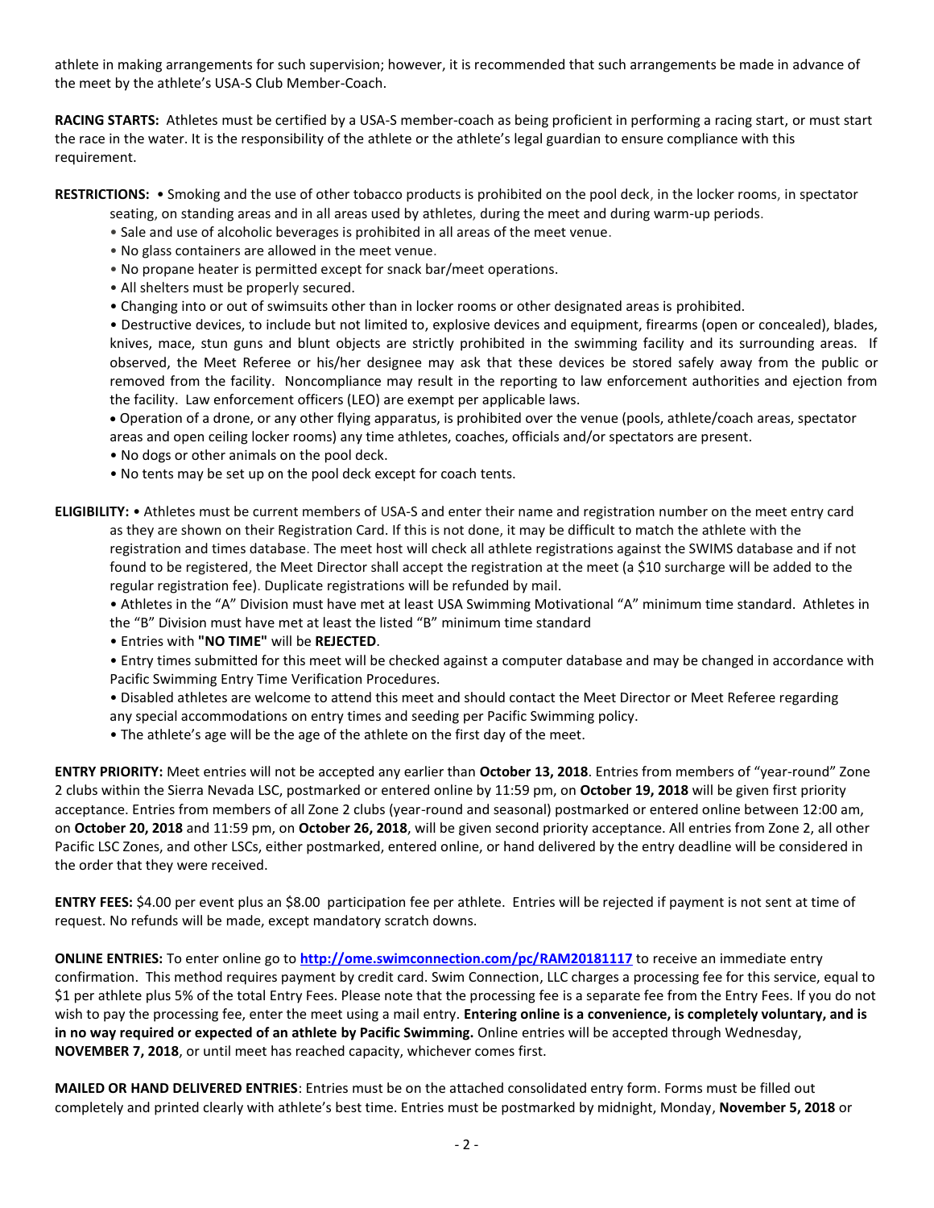athlete in making arrangements for such supervision; however, it is recommended that such arrangements be made in advance of the meet by the athlete's USA-S Club Member-Coach.

**RACING STARTS:** Athletes must be certified by a USA-S member-coach as being proficient in performing a racing start, or must start the race in the water. It is the responsibility of the athlete or the athlete's legal guardian to ensure compliance with this requirement.

**RESTRICTIONS:** • Smoking and the use of other tobacco products is prohibited on the pool deck, in the locker rooms, in spectator seating, on standing areas and in all areas used by athletes, during the meet and during warm-up periods.

- Sale and use of alcoholic beverages is prohibited in all areas of the meet venue.
- No glass containers are allowed in the meet venue.
- No propane heater is permitted except for snack bar/meet operations.
- All shelters must be properly secured.
- Changing into or out of swimsuits other than in locker rooms or other designated areas is prohibited.
- Destructive devices, to include but not limited to, explosive devices and equipment, firearms (open or concealed), blades, knives, mace, stun guns and blunt objects are strictly prohibited in the swimming facility and its surrounding areas. If observed, the Meet Referee or his/her designee may ask that these devices be stored safely away from the public or removed from the facility. Noncompliance may result in the reporting to law enforcement authorities and ejection from the facility. Law enforcement officers (LEO) are exempt per applicable laws.
- Operation of a drone, or any other flying apparatus, is prohibited over the venue (pools, athlete/coach areas, spectator areas and open ceiling locker rooms) any time athletes, coaches, officials and/or spectators are present.
- No dogs or other animals on the pool deck.
- No tents may be set up on the pool deck except for coach tents.

**ELIGIBILITY:** • Athletes must be current members of USA-S and enter their name and registration number on the meet entry card as they are shown on their Registration Card. If this is not done, it may be difficult to match the athlete with the registration and times database. The meet host will check all athlete registrations against the SWIMS database and if not found to be registered, the Meet Director shall accept the registration at the meet (a $10 surcharge will be added to the regular registration fee). Duplicate registrations will be refunded by mail.

- Athletes in the "A" Division must have met at least USA Swimming Motivational "A" minimum time standard. Athletes in the "B" Division must have met at least the listed "B" minimum time standard
- Entries with **"NO TIME"** will be **REJECTED**.
- Entry times submitted for this meet will be checked against a computer database and may be changed in accordance with Pacific Swimming Entry Time Verification Procedures.
- Disabled athletes are welcome to attend this meet and should contact the Meet Director or Meet Referee regarding any special accommodations on entry times and seeding per Pacific Swimming policy.
- The athlete's age will be the age of the athlete on the first day of the meet.

**ENTRY PRIORITY:** Meet entries will not be accepted any earlier than **October 13, 2018**. Entries from members of "year-round" Zone 2 clubs within the Sierra Nevada LSC, postmarked or entered online by 11:59 pm, on **October 19, 2018** will be given first priority acceptance. Entries from members of all Zone 2 clubs (year-round and seasonal) postmarked or entered online between 12:00 am, on **October 20, 2018** and 11:59 pm, on **October 26, 2018**, will be given second priority acceptance. All entries from Zone 2, all other Pacific LSC Zones, and other LSCs, either postmarked, entered online, or hand delivered by the entry deadline will be considered in the order that they were received.

**ENTRY FEES:** $4.00 per event plus an $8.00 participation fee per athlete. Entries will be rejected if payment is not sent at time of request. No refunds will be made, except mandatory scratch downs.

**ONLINE ENTRIES:** To enter online go to **http://ome.swimconnection.com/pc/RAM20181117** to receive an immediate entry confirmation. This method requires payment by credit card. Swim Connection, LLC charges a processing fee for this service, equal to $1 per athlete plus 5% of the total Entry Fees. Please note that the processing fee is a separate fee from the Entry Fees. If you do not wish to pay the processing fee, enter the meet using a mail entry. **Entering online is a convenience, is completely voluntary, and is in no way required or expected of an athlete by Pacific Swimming.** Online entries will be accepted through Wednesday, **NOVEMBER 7, 2018**, or until meet has reached capacity, whichever comes first.

**MAILED OR HAND DELIVERED ENTRIES**: Entries must be on the attached consolidated entry form. Forms must be filled out completely and printed clearly with athlete's best time. Entries must be postmarked by midnight, Monday, **November 5, 2018** or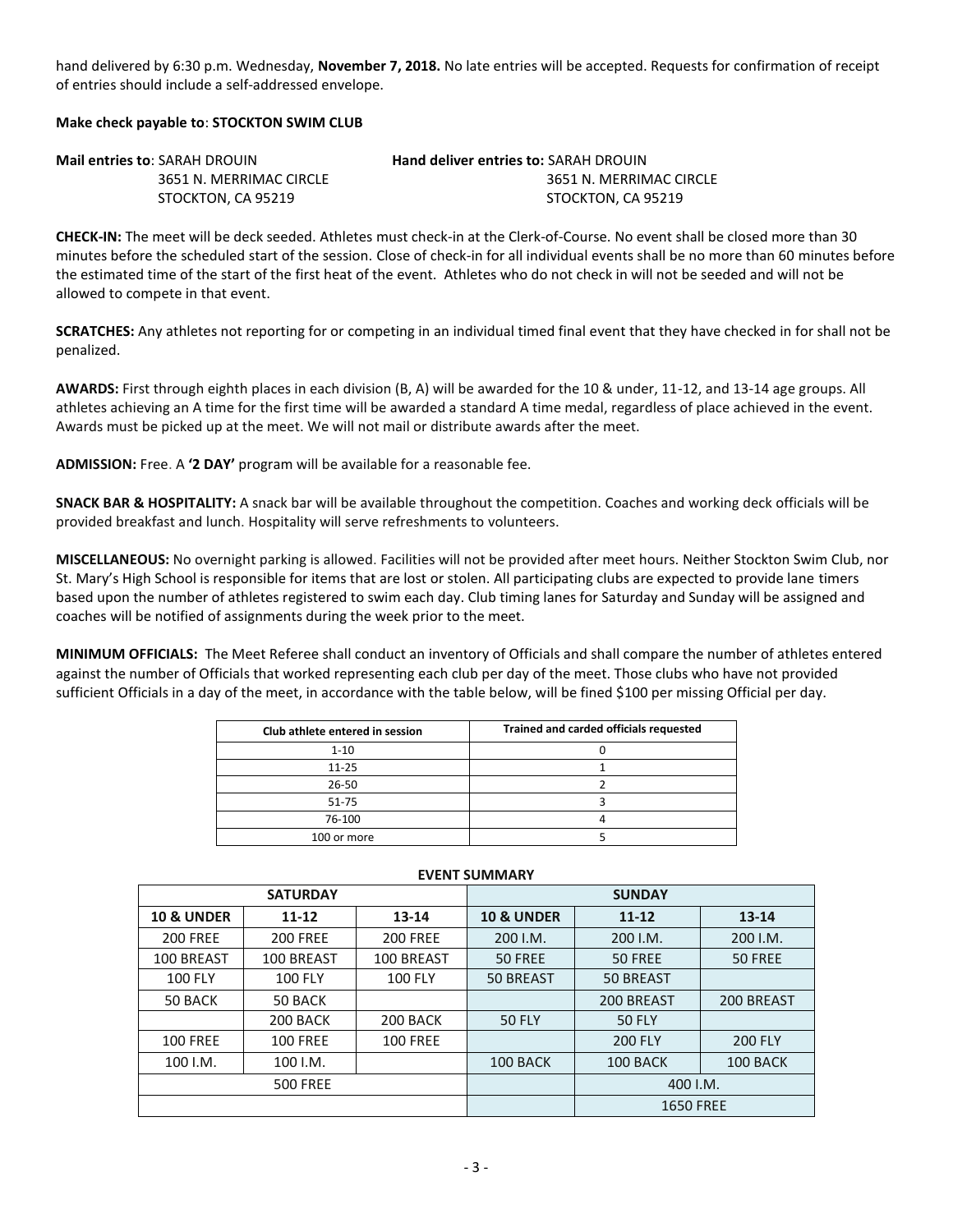hand delivered by 6:30 p.m. Wednesday, **November 7, 2018.** No late entries will be accepted. Requests for confirmation of receipt of entries should include a self-addressed envelope.

**Make check payable to**: **STOCKTON SWIM CLUB**

**Mail entries to**: SARAH DROUIN
3651 N. MERRIMAC CIRCLE
STOCKTON, CA 95219

**Hand deliver entries to:** SARAH DROUIN
3651 N. MERRIMAC CIRCLE
STOCKTON, CA 95219

**CHECK-IN:** The meet will be deck seeded. Athletes must check-in at the Clerk-of-Course. No event shall be closed more than 30 minutes before the scheduled start of the session. Close of check-in for all individual events shall be no more than 60 minutes before the estimated time of the start of the first heat of the event. Athletes who do not check in will not be seeded and will not be allowed to compete in that event.

**SCRATCHES:** Any athletes not reporting for or competing in an individual timed final event that they have checked in for shall not be penalized.

**AWARDS:** First through eighth places in each division (B, A) will be awarded for the 10 & under, 11-12, and 13-14 age groups. All athletes achieving an A time for the first time will be awarded a standard A time medal, regardless of place achieved in the event. Awards must be picked up at the meet. We will not mail or distribute awards after the meet.

**ADMISSION:** Free. A **'2 DAY'** program will be available for a reasonable fee.

**SNACK BAR & HOSPITALITY:** A snack bar will be available throughout the competition. Coaches and working deck officials will be provided breakfast and lunch. Hospitality will serve refreshments to volunteers.

**MISCELLANEOUS:** No overnight parking is allowed. Facilities will not be provided after meet hours. Neither Stockton Swim Club, nor St. Mary's High School is responsible for items that are lost or stolen. All participating clubs are expected to provide lane timers based upon the number of athletes registered to swim each day. Club timing lanes for Saturday and Sunday will be assigned and coaches will be notified of assignments during the week prior to the meet.

**MINIMUM OFFICIALS:** The Meet Referee shall conduct an inventory of Officials and shall compare the number of athletes entered against the number of Officials that worked representing each club per day of the meet. Those clubs who have not provided sufficient Officials in a day of the meet, in accordance with the table below, will be fined $100 per missing Official per day.

| Club athlete entered in session | Trained and carded officials requested |
|---|---|
| 1-10 | 0 |
| 11-25 | 1 |
| 26-50 | 2 |
| 51-75 | 3 |
| 76-100 | 4 |
| 100 or more | 5 |

**EVENT SUMMARY**

| SATURDAY | | | SUNDAY | | |
|---|---|---|---|---|---|
| **10 & UNDER** | **11-12** | **13-14** | **10 & UNDER** | **11-12** | **13-14** |
| 200 FREE | 200 FREE | 200 FREE | 200 I.M. | 200 I.M. | 200 I.M. |
| 100 BREAST | 100 BREAST | 100 BREAST | 50 FREE | 50 FREE | 50 FREE |
| 100 FLY | 100 FLY | 100 FLY | 50 BREAST | 50 BREAST | |
| 50 BACK | 50 BACK | | | 200 BREAST | 200 BREAST |
| | 200 BACK | 200 BACK | 50 FLY | 50 FLY | |
| 100 FREE | 100 FREE | 100 FREE | | 200 FLY | 200 FLY |
| 100 I.M. | 100 I.M. | | 100 BACK | 100 BACK | 100 BACK |
| 500 FREE | | | | 400 I.M. | |
| | | | | 1650 FREE | |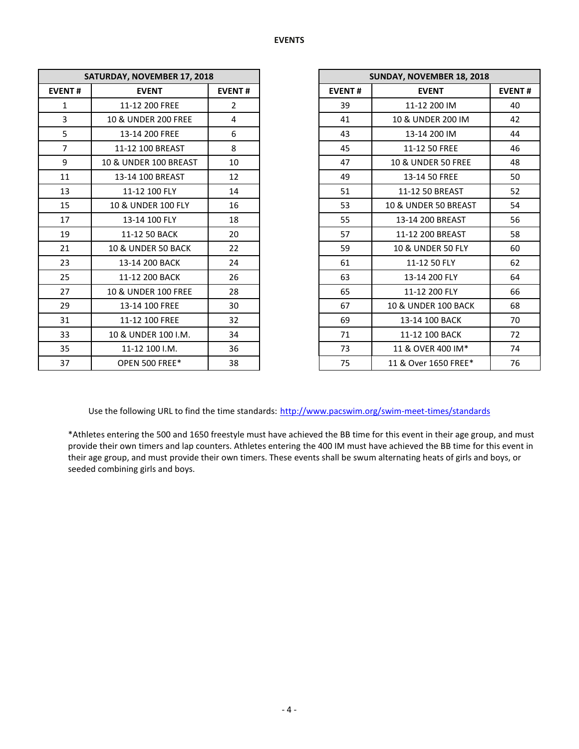## EVENTS

| SATURDAY, NOVEMBER 17, 2018 | | |
|---|---|---|
| EVENT # | EVENT | EVENT # |
| 1 | 11-12 200 FREE | 2 |
| 3 | 10 & UNDER 200 FREE | 4 |
| 5 | 13-14 200 FREE | 6 |
| 7 | 11-12 100 BREAST | 8 |
| 9 | 10 & UNDER 100 BREAST | 10 |
| 11 | 13-14 100 BREAST | 12 |
| 13 | 11-12 100 FLY | 14 |
| 15 | 10 & UNDER 100 FLY | 16 |
| 17 | 13-14 100 FLY | 18 |
| 19 | 11-12 50 BACK | 20 |
| 21 | 10 & UNDER 50 BACK | 22 |
| 23 | 13-14 200 BACK | 24 |
| 25 | 11-12 200 BACK | 26 |
| 27 | 10 & UNDER 100 FREE | 28 |
| 29 | 13-14 100 FREE | 30 |
| 31 | 11-12 100 FREE | 32 |
| 33 | 10 & UNDER 100 I.M. | 34 |
| 35 | 11-12 100 I.M. | 36 |
| 37 | OPEN 500 FREE* | 38 |

| SUNDAY, NOVEMBER 18, 2018 | | |
|---|---|---|
| EVENT # | EVENT | EVENT # |
| 39 | 11-12 200 IM | 40 |
| 41 | 10 & UNDER 200 IM | 42 |
| 43 | 13-14 200 IM | 44 |
| 45 | 11-12 50 FREE | 46 |
| 47 | 10 & UNDER 50 FREE | 48 |
| 49 | 13-14 50 FREE | 50 |
| 51 | 11-12 50 BREAST | 52 |
| 53 | 10 & UNDER 50 BREAST | 54 |
| 55 | 13-14 200 BREAST | 56 |
| 57 | 11-12 200 BREAST | 58 |
| 59 | 10 & UNDER 50 FLY | 60 |
| 61 | 11-12 50 FLY | 62 |
| 63 | 13-14 200 FLY | 64 |
| 65 | 11-12 200 FLY | 66 |
| 67 | 10 & UNDER 100 BACK | 68 |
| 69 | 13-14 100 BACK | 70 |
| 71 | 11-12 100 BACK | 72 |
| 73 | 11 & OVER 400 IM* | 74 |
| 75 | 11 & Over 1650 FREE* | 76 |

Use the following URL to find the time standards: http://www.pacswim.org/swim-meet-times/standards

*Athletes entering the 500 and 1650 freestyle must have achieved the BB time for this event in their age group, and must provide their own timers and lap counters. Athletes entering the 400 IM must have achieved the BB time for this event in their age group, and must provide their own timers. These events shall be swum alternating heats of girls and boys, or seeded combining girls and boys.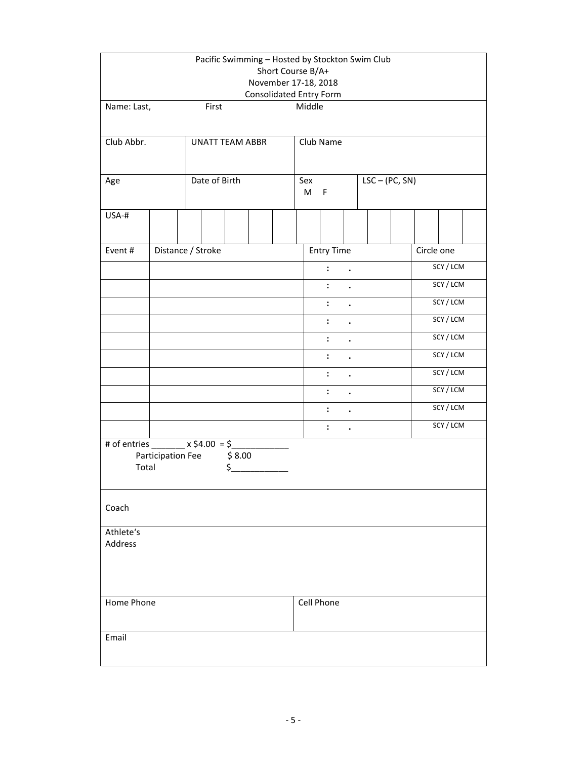Pacific Swimming – Hosted by Stockton Swim Club
Short Course B/A+
November 17-18, 2018
Consolidated Entry Form

| Name: Last, | First | Middle | |
|---|---|---|---|
| Club Abbr. | UNATT TEAM ABBR | Club Name | |
| Age | Date of Birth | Sex M F | LSC – (PC, SN) |

| USA-# | | | | | | | | | | | | | | |
|---|---|---|---|---|---|---|---|---|---|---|---|---|---|---|

| Event # | Distance / Stroke | Entry Time | Circle one |
|---|---|---|---|
| | | : . | SCY / LCM |
| | | : . | SCY / LCM |
| | | : . | SCY / LCM |
| | | : . | SCY / LCM |
| | | : . | SCY / LCM |
| | | : . | SCY / LCM |
| | | : . | SCY / LCM |
| | | : . | SCY / LCM |
| | | : . | SCY / LCM |
| | | : . | SCY / LCM |

# of entries _______ x $4.00 = $____________
Participation Fee $ 8.00
Total $____________

| | |
|---|---|
| Coach | |
| Athlete's Address | |
| Home Phone | Cell Phone |
| Email | |